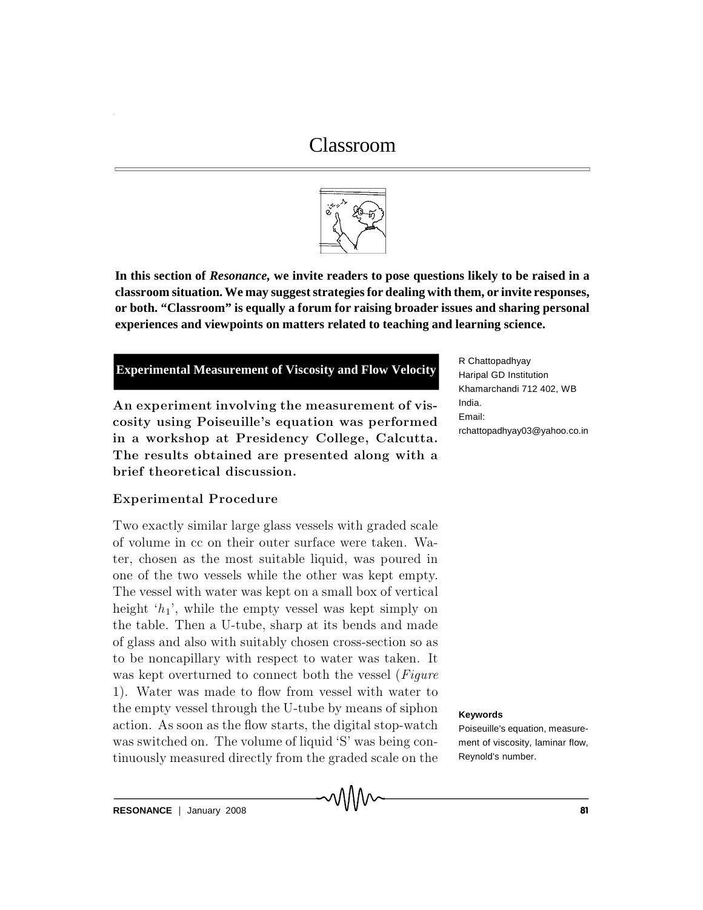# Classroom

**In this section of *Resonance*, we invite readers to pose questions likely to be raised in a classroom situation. We may suggest strategies for dealing with them, or invite responses, or both. "Classroom" is equally a forum for raising broader issues and sharing personal experiences and viewpoints on matters related to teaching and learning science.**

## Experimental Measurement of Viscosity and Flow Velocity

R Chattopadhyay
Haripal GD Institution
Khamarchandi 712 402, WB
India.
Email:
rchattopadhyay03@yahoo.co.in

**An experiment involving the measurement of viscosity using Poiseuille's equation was performed in a workshop at Presidency College, Calcutta. The results obtained are presented along with a brief theoretical discussion.**

### Experimental Procedure

Two exactly similar large glass vessels with graded scale of volume in cc on their outer surface were taken. Water, chosen as the most suitable liquid, was poured in one of the two vessels while the other was kept empty. The vessel with water was kept on a small box of vertical height '$h_1$', while the empty vessel was kept simply on the table. Then a U-tube, sharp at its bends and made of glass and also with suitably chosen cross-section so as to be noncapillary with respect to water was taken. It was kept overturned to connect both the vessel (*Figure* 1). Water was made to flow from vessel with water to the empty vessel through the U-tube by means of siphon action. As soon as the flow starts, the digital stop-watch was switched on. The volume of liquid 'S' was being continuously measured directly from the graded scale on the

**Keywords**

Poiseuille's equation, measurement of viscosity, laminar flow, Reynold's number.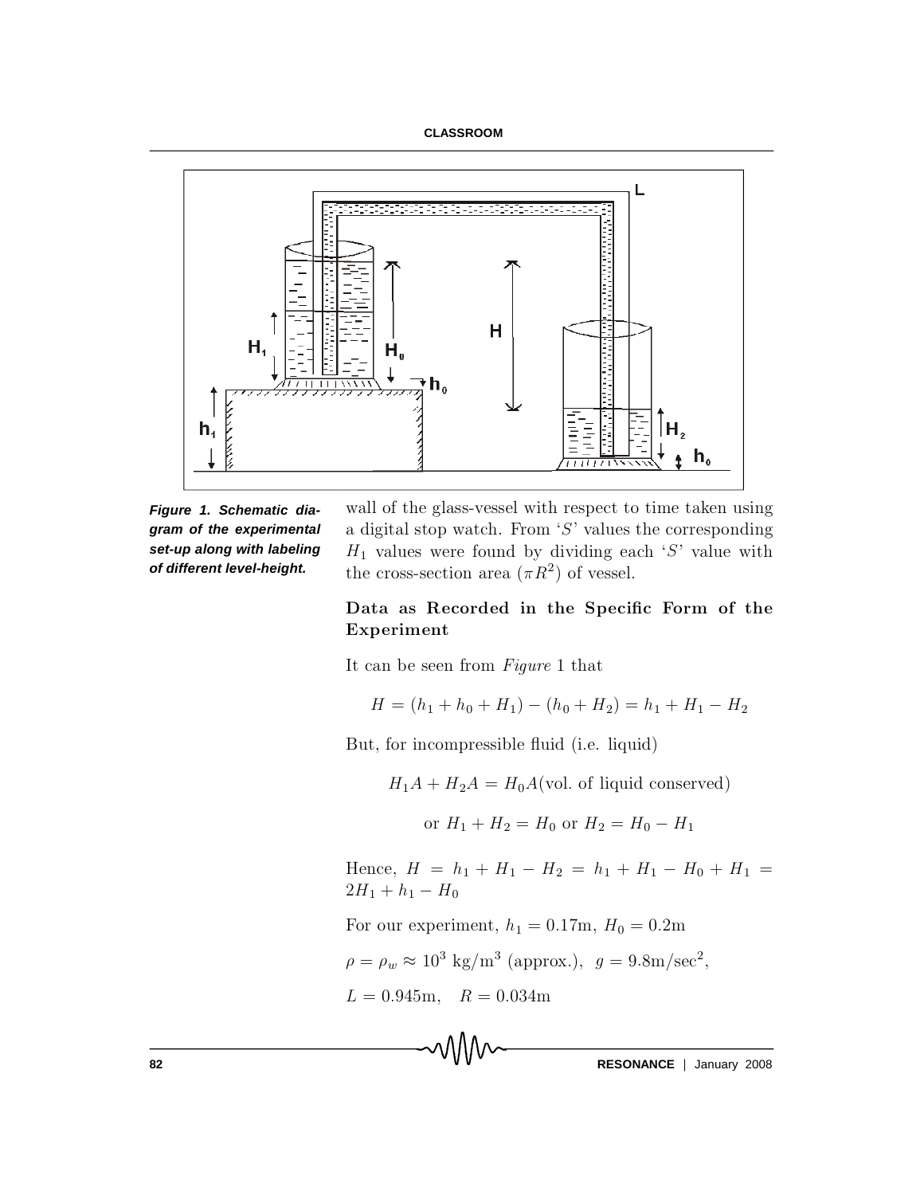Figure 1. Schematic diagram of the experimental set-up along with labeling of different level-height.

wall of the glass-vessel with respect to time taken using a digital stop watch. From '$S$' values the corresponding $H_1$ values were found by dividing each '$S$' value with the cross-section area ($\pi R^2$) of vessel.

## Data as Recorded in the Specific Form of the Experiment

It can be seen from *Figure* 1 that

$$H = (h_1 + h_0 + H_1) - (h_0 + H_2) = h_1 + H_1 - H_2$$

But, for incompressible fluid (i.e. liquid)

$$H_1 A + H_2 A = H_0 A (\text{vol. of liquid conserved})$$

$$\text{or } H_1 + H_2 = H_0 \text{ or } H_2 = H_0 - H_1$$

Hence, $H = h_1 + H_1 - H_2 = h_1 + H_1 - H_0 + H_1 = 2H_1 + h_1 - H_0$

For our experiment, $h_1 = 0.17\text{m}$, $H_0 = 0.2\text{m}$

$\rho = \rho_w \approx 10^3 \text{ kg/m}^3$ (approx.), $g = 9.8\text{m/sec}^2$,

$L = 0.945\text{m}$, $R = 0.034\text{m}$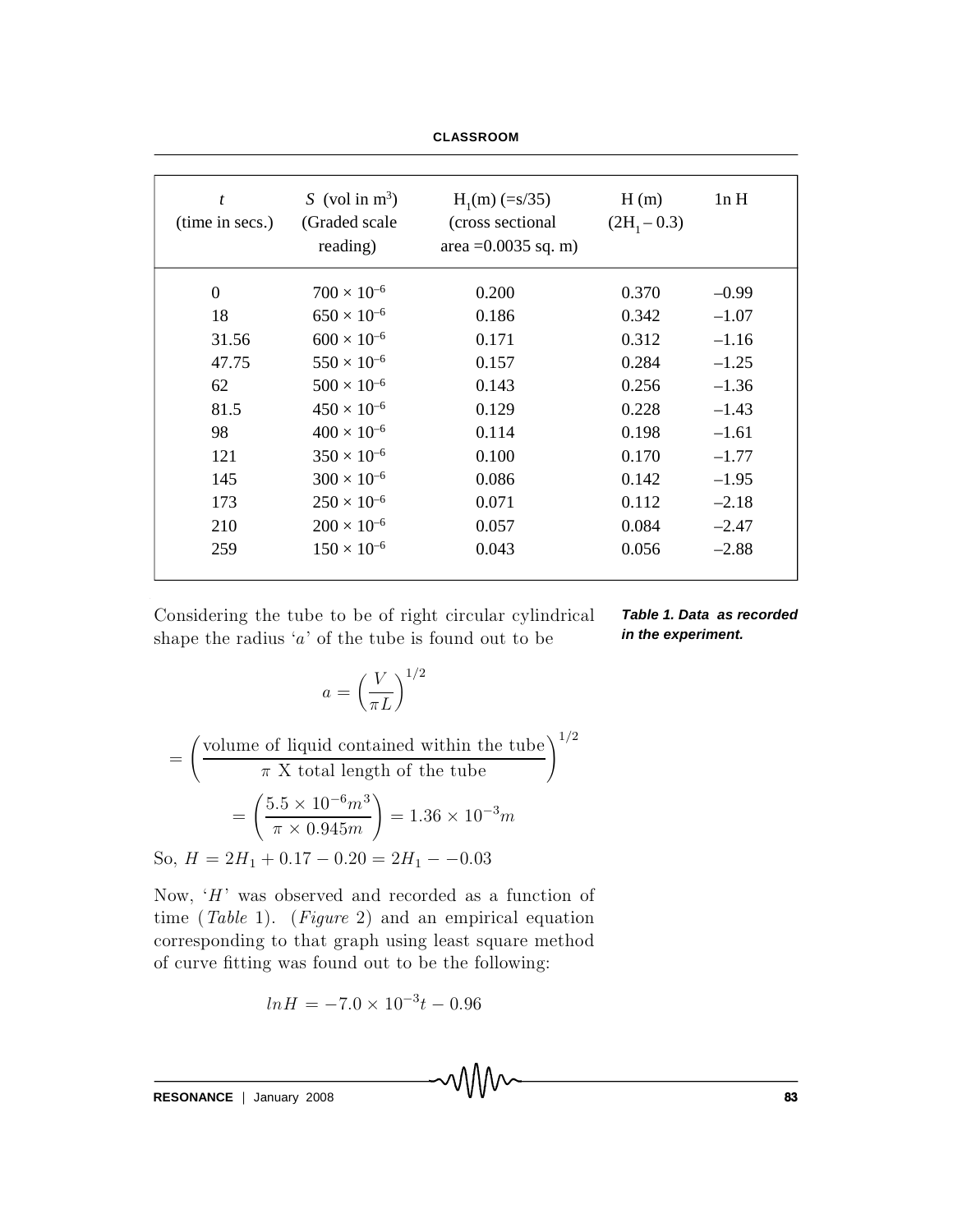| $t$ (time in secs.) | $S$ (vol in $m^3$) (Graded scale reading) | $H_1$(m) (=s/35) (cross sectional area =0.0035 sq. m) | H (m) ($2H_1 - 0.3$) | ln H |
|---|---|---|---|---|
| 0 | $700 \times 10^{-6}$ | 0.200 | 0.370 | –0.99 |
| 18 | $650 \times 10^{-6}$ | 0.186 | 0.342 | –1.07 |
| 31.56 | $600 \times 10^{-6}$ | 0.171 | 0.312 | –1.16 |
| 47.75 | $550 \times 10^{-6}$ | 0.157 | 0.284 | –1.25 |
| 62 | $500 \times 10^{-6}$ | 0.143 | 0.256 | –1.36 |
| 81.5 | $450 \times 10^{-6}$ | 0.129 | 0.228 | –1.43 |
| 98 | $400 \times 10^{-6}$ | 0.114 | 0.198 | –1.61 |
| 121 | $350 \times 10^{-6}$ | 0.100 | 0.170 | –1.77 |
| 145 | $300 \times 10^{-6}$ | 0.086 | 0.142 | –1.95 |
| 173 | $250 \times 10^{-6}$ | 0.071 | 0.112 | –2.18 |
| 210 | $200 \times 10^{-6}$ | 0.057 | 0.084 | –2.47 |
| 259 | $150 \times 10^{-6}$ | 0.043 | 0.056 | –2.88 |

***Table 1. Data as recorded in the experiment.***

Considering the tube to be of right circular cylindrical shape the radius '$a$' of the tube is found out to be

$$a = \left(\frac{V}{\pi L}\right)^{1/2}$$

$$= \left(\frac{\text{volume of liquid contained within the tube}}{\pi \text{ X total length of the tube}}\right)^{1/2}$$

$$= \left(\frac{5.5 \times 10^{-6} m^3}{\pi \times 0.945 m}\right) = 1.36 \times 10^{-3} m$$

So, $H = 2H_1 + 0.17 - 0.20 = 2H_1 - -0.03$

Now, '$H$' was observed and recorded as a function of time (*Table* 1). (*Figure* 2) and an empirical equation corresponding to that graph using least square method of curve fitting was found out to be the following:

$$lnH = -7.0 \times 10^{-3} t - 0.96$$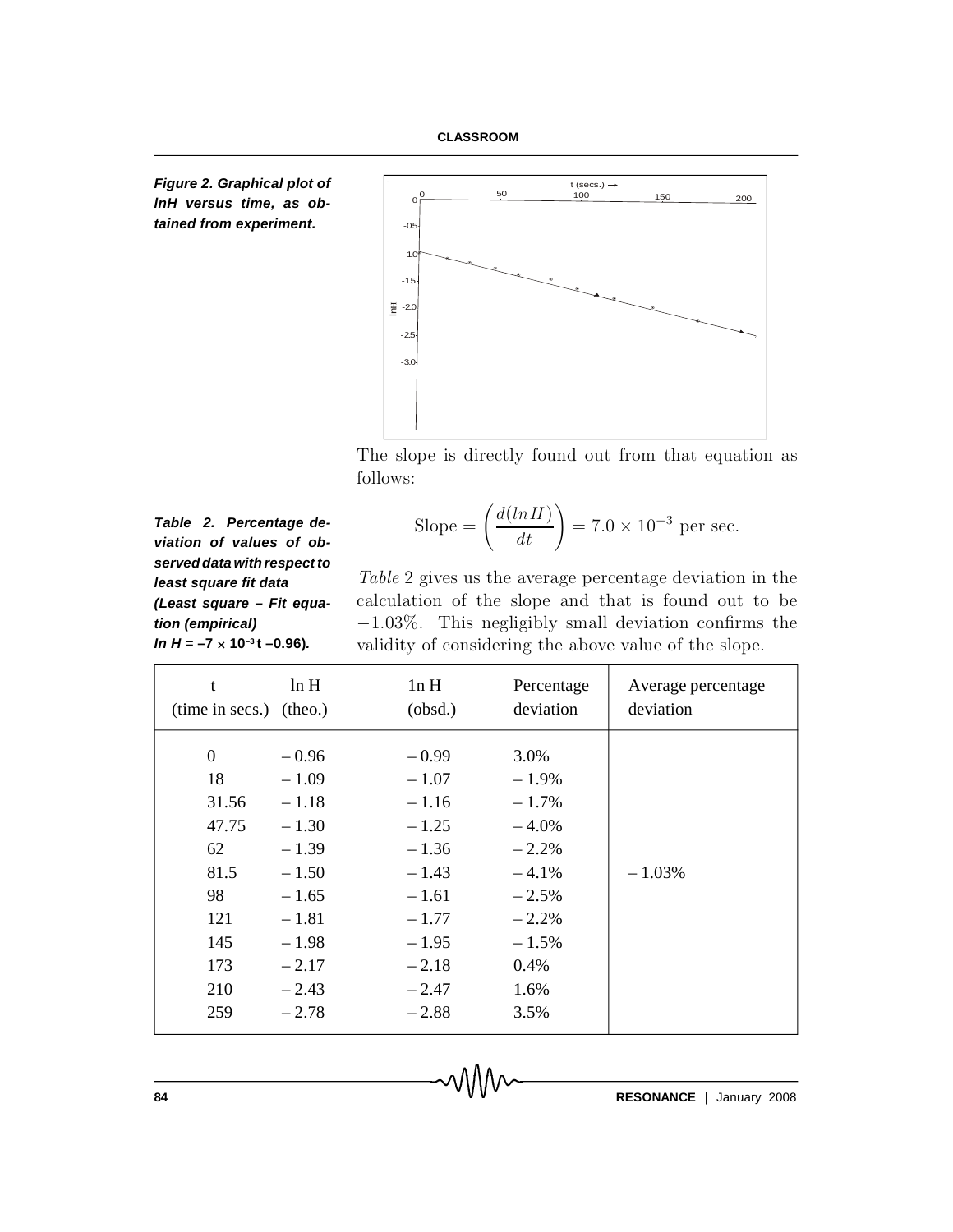*Figure 2. Graphical plot of lnH versus time, as obtained from experiment.*

The slope is directly found out from that equation as follows:

$$\text{Slope} = \left(\frac{d(ln H)}{dt}\right) = 7.0 \times 10^{-3} \text{ per sec.}$$

*Table* 2 gives us the average percentage deviation in the calculation of the slope and that is found out to be $-1.03\%$. This negligibly small deviation confirms the validity of considering the above value of the slope.

***Table 2. Percentage deviation of values of observed data with respect to least square fit data (Least square – Fit equation (empirical) ln H = –7 × $10^{-3}$ t –0.96).***

| t (time in secs.) | ln H (theo.) | 1n H (obsd.) | Percentage deviation | Average percentage deviation |
|---|---|---|---|---|
| 0 | – 0.96 | – 0.99 | 3.0% | |
| 18 | – 1.09 | – 1.07 | – 1.9% | |
| 31.56 | – 1.18 | – 1.16 | – 1.7% | |
| 47.75 | – 1.30 | – 1.25 | – 4.0% | |
| 62 | – 1.39 | – 1.36 | – 2.2% | |
| 81.5 | – 1.50 | – 1.43 | – 4.1% | – 1.03% |
| 98 | – 1.65 | – 1.61 | – 2.5% | |
| 121 | – 1.81 | – 1.77 | – 2.2% | |
| 145 | – 1.98 | – 1.95 | – 1.5% | |
| 173 | – 2.17 | – 2.18 | 0.4% | |
| 210 | – 2.43 | – 2.47 | 1.6% | |
| 259 | – 2.78 | – 2.88 | 3.5% | |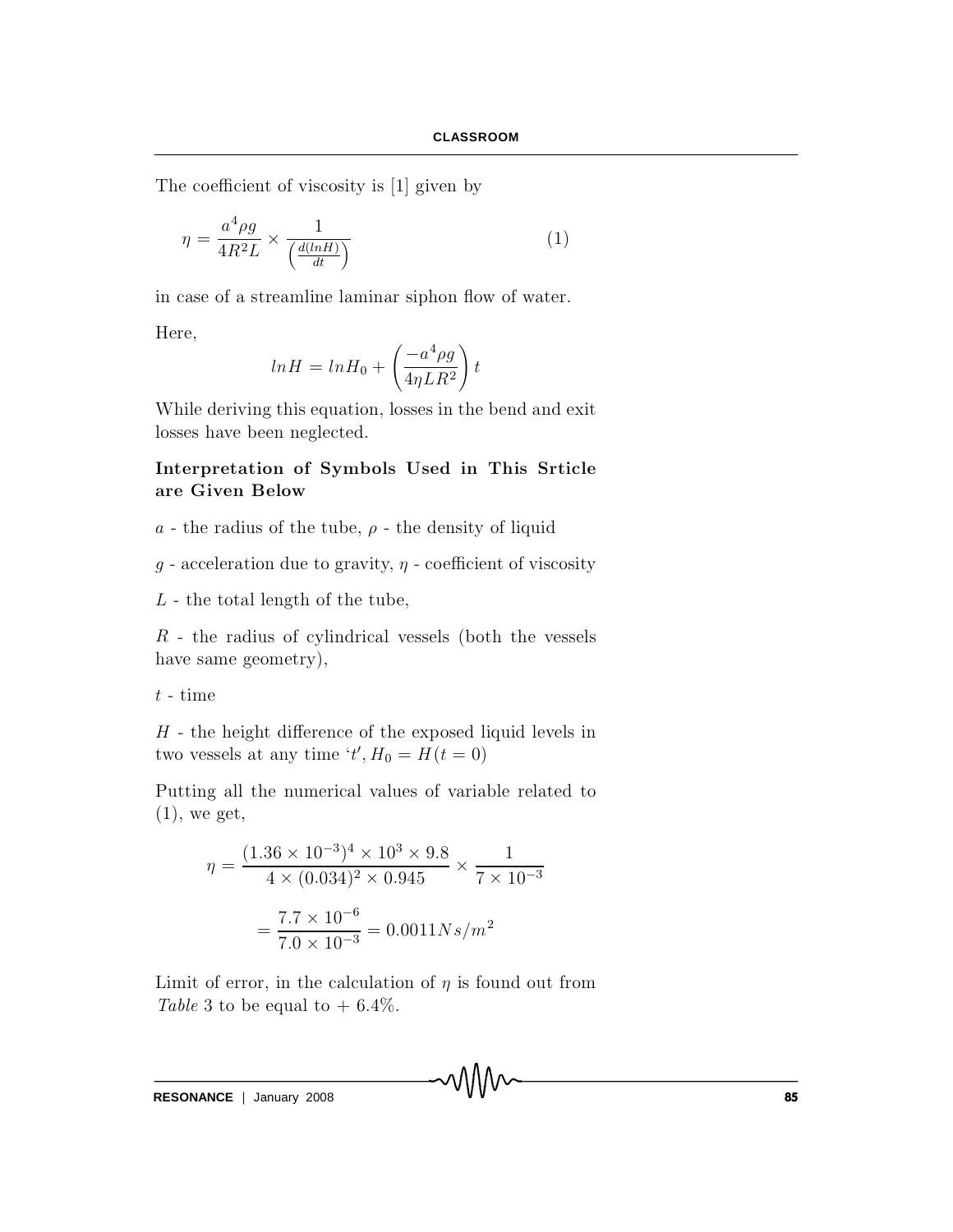The coefficient of viscosity is [1] given by

$$\eta = \frac{a^4 \rho g}{4R^2 L} \times \frac{1}{\left(\frac{d(lnH)}{dt}\right)} \qquad (1)$$

in case of a streamline laminar siphon flow of water.

Here,

$$lnH = lnH_0 + \left(\frac{-a^4 \rho g}{4\eta L R^2}\right) t$$

While deriving this equation, losses in the bend and exit losses have been neglected.

### Interpretation of Symbols Used in This Srticle are Given Below

$a$ - the radius of the tube, $\rho$ - the density of liquid

$g$ - acceleration due to gravity, $\eta$ - coefficient of viscosity

$L$ - the total length of the tube,

$R$ - the radius of cylindrical vessels (both the vessels have same geometry),

$t$ - time

$H$ - the height difference of the exposed liquid levels in two vessels at any time '$t'$, $H_0 = H(t = 0)$

Putting all the numerical values of variable related to (1), we get,

$$\eta = \frac{(1.36 \times 10^{-3})^4 \times 10^3 \times 9.8}{4 \times (0.034)^2 \times 0.945} \times \frac{1}{7 \times 10^{-3}}$$

$$= \frac{7.7 \times 10^{-6}}{7.0 \times 10^{-3}} = 0.0011 Ns/m^2$$

Limit of error, in the calculation of $\eta$ is found out from *Table* 3 to be equal to + 6.4%.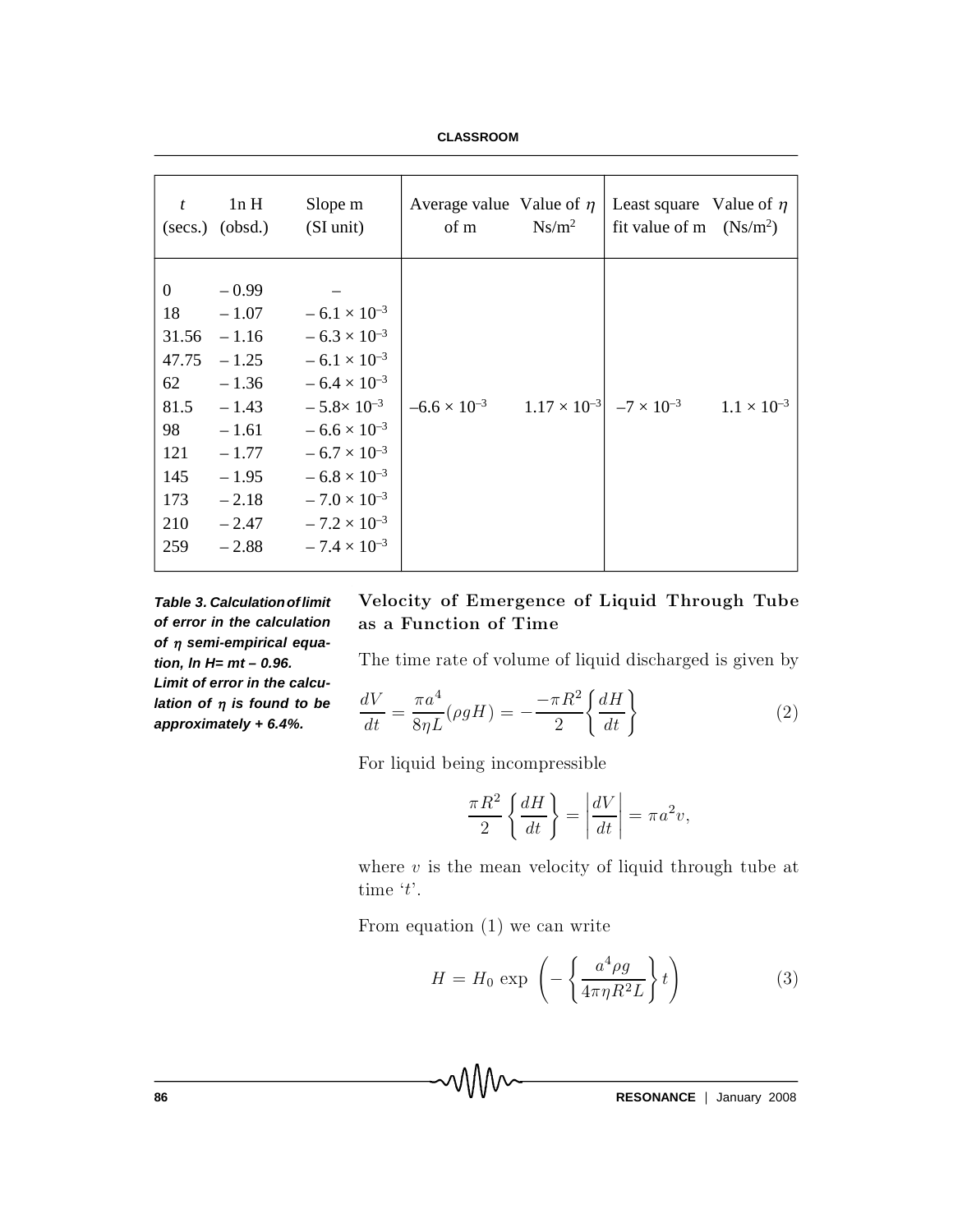| $t$ (secs.) | ln H (obsd.) | Slope m (SI unit) | Average value of m | Value of $\eta$ Ns/m$^2$ | Least square fit value of m | Value of $\eta$ (Ns/m$^2$) |
|---|---|---|---|---|---|---|
| 0 | – 0.99 | – | | | | |
| 18 | – 1.07 | $-6.1 \times 10^{-3}$ | | | | |
| 31.56 | – 1.16 | $-6.3 \times 10^{-3}$ | | | | |
| 47.75 | – 1.25 | $-6.1 \times 10^{-3}$ | | | | |
| 62 | – 1.36 | $-6.4 \times 10^{-3}$ | | | | |
| 81.5 | – 1.43 | $-5.8 \times 10^{-3}$ | $-6.6 \times 10^{-3}$ | $1.17 \times 10^{-3}$ | $-7 \times 10^{-3}$ | $1.1 \times 10^{-3}$ |
| 98 | – 1.61 | $-6.6 \times 10^{-3}$ | | | | |
| 121 | – 1.77 | $-6.7 \times 10^{-3}$ | | | | |
| 145 | – 1.95 | $-6.8 \times 10^{-3}$ | | | | |
| 173 | – 2.18 | $-7.0 \times 10^{-3}$ | | | | |
| 210 | – 2.47 | $-7.2 \times 10^{-3}$ | | | | |
| 259 | – 2.88 | $-7.4 \times 10^{-3}$ | | | | |

***Table 3. Calculation of limit of error in the calculation of $\eta$ semi-empirical equation, ln H= mt – 0.96. Limit of error in the calculation of $\eta$ is found to be approximately + 6.4%.***

## Velocity of Emergence of Liquid Through Tube as a Function of Time

The time rate of volume of liquid discharged is given by

$$\frac{dV}{dt} = \frac{\pi a^4}{8\eta L}(\rho g H) = -\frac{-\pi R^2}{2}\left\{\frac{dH}{dt}\right\} \tag{2}$$

For liquid being incompressible

$$\frac{\pi R^2}{2}\left\{\frac{dH}{dt}\right\} = \left|\frac{dV}{dt}\right| = \pi a^2 v,$$

where $v$ is the mean velocity of liquid through tube at time '$t$'.

From equation (1) we can write

$$H = H_0 \exp\left(-\left\{\frac{a^4 \rho g}{4\pi\eta R^2 L}\right\} t\right) \tag{3}$$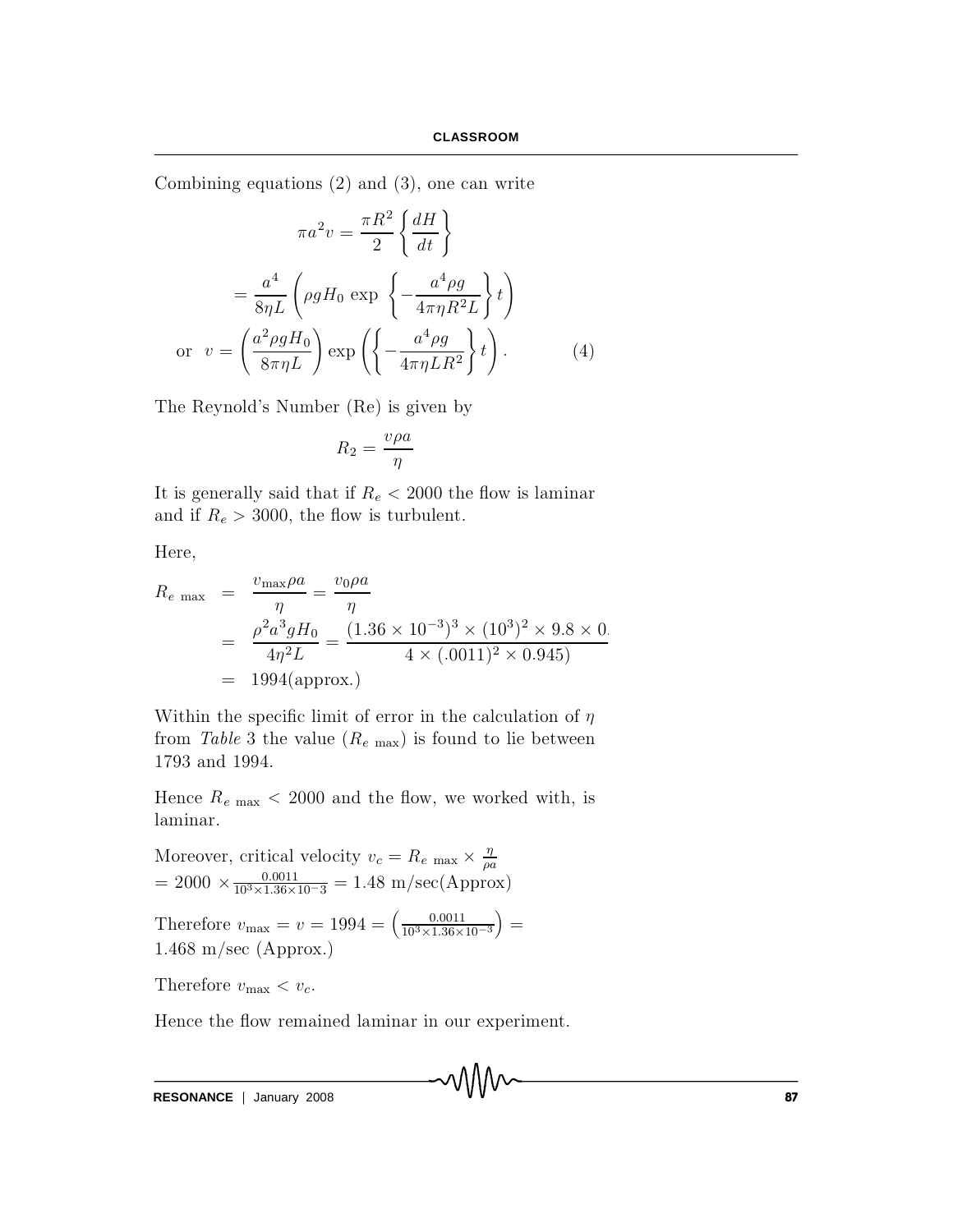Combining equations (2) and (3), one can write

$$\pi a^2 v = \frac{\pi R^2}{2}\left\{\frac{dH}{dt}\right\}$$

$$= \frac{a^4}{8\eta L}\left(\rho g H_0 \exp\left\{-\frac{a^4 \rho g}{4\pi\eta R^2 L}\right\} t\right)$$

$$\text{or} \quad v = \left(\frac{a^2 \rho g H_0}{8\pi\eta L}\right)\exp\left(\left\{-\frac{a^4\rho g}{4\pi\eta L R^2}\right\} t\right). \qquad (4)$$

The Reynold's Number (Re) is given by

$$R_2 = \frac{v\rho a}{\eta}$$

It is generally said that if $R_e < 2000$ the flow is laminar and if $R_e > 3000$, the flow is turbulent.

Here,

$$\begin{aligned} R_{e\ \max} &= \frac{v_{\max}\rho a}{\eta} = \frac{v_0 \rho a}{\eta} \\ &= \frac{\rho^2 a^3 g H_0}{4\eta^2 L} = \frac{(1.36\times10^{-3})^3\times(10^3)^2\times 9.8\times 0.}{4\times(.0011)^2\times 0.945)} \\ &= 1994(\text{approx.}) \end{aligned}$$

Within the specific limit of error in the calculation of $\eta$ from *Table* 3 the value ($R_{e\ \max}$) is found to lie between 1793 and 1994.

Hence $R_{e\ \max} < 2000$ and the flow, we worked with, is laminar.

Moreover, critical velocity $v_c = R_{e\ \max} \times \frac{\eta}{\rho a}$ $= 2000 \times \frac{0.0011}{10^3\times1.36\times10^{-3}} = 1.48$ m/sec(Approx)

Therefore $v_{\max} = v = 1994 = \left(\frac{0.0011}{10^3\times1.36\times10^{-3}}\right) =$ 1.468 m/sec (Approx.)

Therefore $v_{\max} < v_c$.

Hence the flow remained laminar in our experiment.